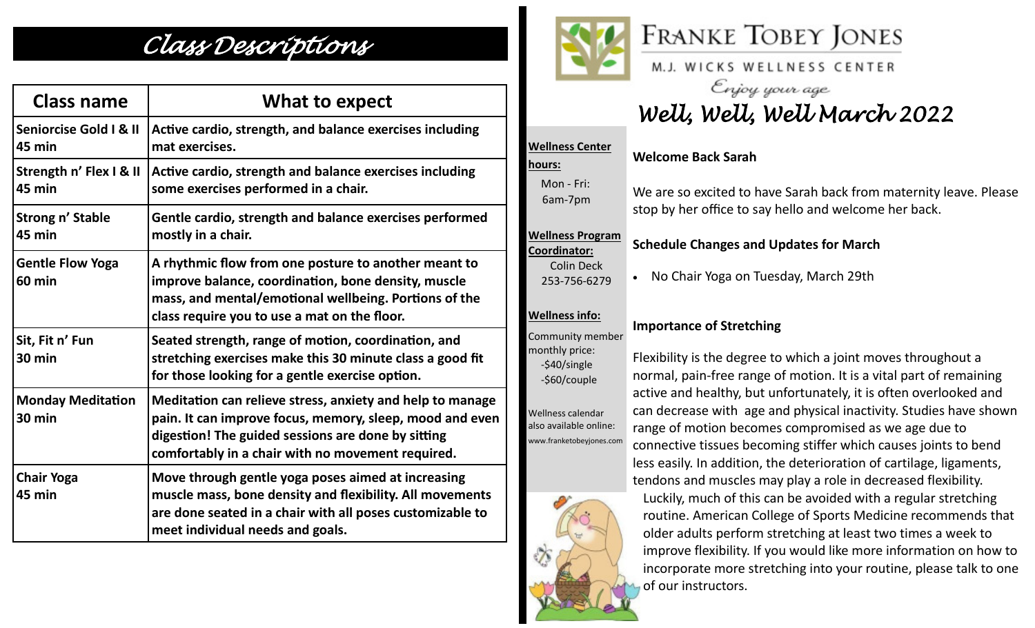# Class Descriptions

| Class name | What to expect |
|---|---|
| **Seniorcise Gold I & II 45 min** | **Active cardio, strength, and balance exercises including mat exercises.** |
| **Strength n' Flex I & II 45 min** | **Active cardio, strength and balance exercises including some exercises performed in a chair.** |
| **Strong n' Stable 45 min** | **Gentle cardio, strength and balance exercises performed mostly in a chair.** |
| **Gentle Flow Yoga 60 min** | **A rhythmic flow from one posture to another meant to improve balance, coordination, bone density, muscle mass, and mental/emotional wellbeing. Portions of the class require you to use a mat on the floor.** |
| **Sit, Fit n' Fun 30 min** | **Seated strength, range of motion, coordination, and stretching exercises make this 30 minute class a good fit for those looking for a gentle exercise option.** |
| **Monday Meditation 30 min** | **Meditation can relieve stress, anxiety and help to manage pain. It can improve focus, memory, sleep, mood and even digestion! The guided sessions are done by sitting comfortably in a chair with no movement required.** |
| **Chair Yoga 45 min** | **Move through gentle yoga poses aimed at increasing muscle mass, bone density and flexibility. All movements are done seated in a chair with all poses customizable to meet individual needs and goals.** |

FRANKE TOBEY JONES

M.J. WICKS WELLNESS CENTER

*Enjoy your age*

# *Well, Well, Well March 2022*

**Wellness Center hours:**

Mon - Fri:
6am-7pm

**Wellness Program Coordinator:**

Colin Deck
253-756-6279

**Wellness info:**

Community member monthly price:
-$40/single
-$60/couple

Wellness calendar also available online:
www.franketobeyjones.com

### Welcome Back Sarah

We are so excited to have Sarah back from maternity leave. Please stop by her office to say hello and welcome her back.

### Schedule Changes and Updates for March

- No Chair Yoga on Tuesday, March 29th

### Importance of Stretching

Flexibility is the degree to which a joint moves throughout a normal, pain-free range of motion. It is a vital part of remaining active and healthy, but unfortunately, it is often overlooked and can decrease with age and physical inactivity. Studies have shown range of motion becomes compromised as we age due to connective tissues becoming stiffer which causes joints to bend less easily. In addition, the deterioration of cartilage, ligaments, tendons and muscles may play a role in decreased flexibility. Luckily, much of this can be avoided with a regular stretching routine. American College of Sports Medicine recommends that older adults perform stretching at least two times a week to improve flexibility. If you would like more information on how to incorporate more stretching into your routine, please talk to one of our instructors.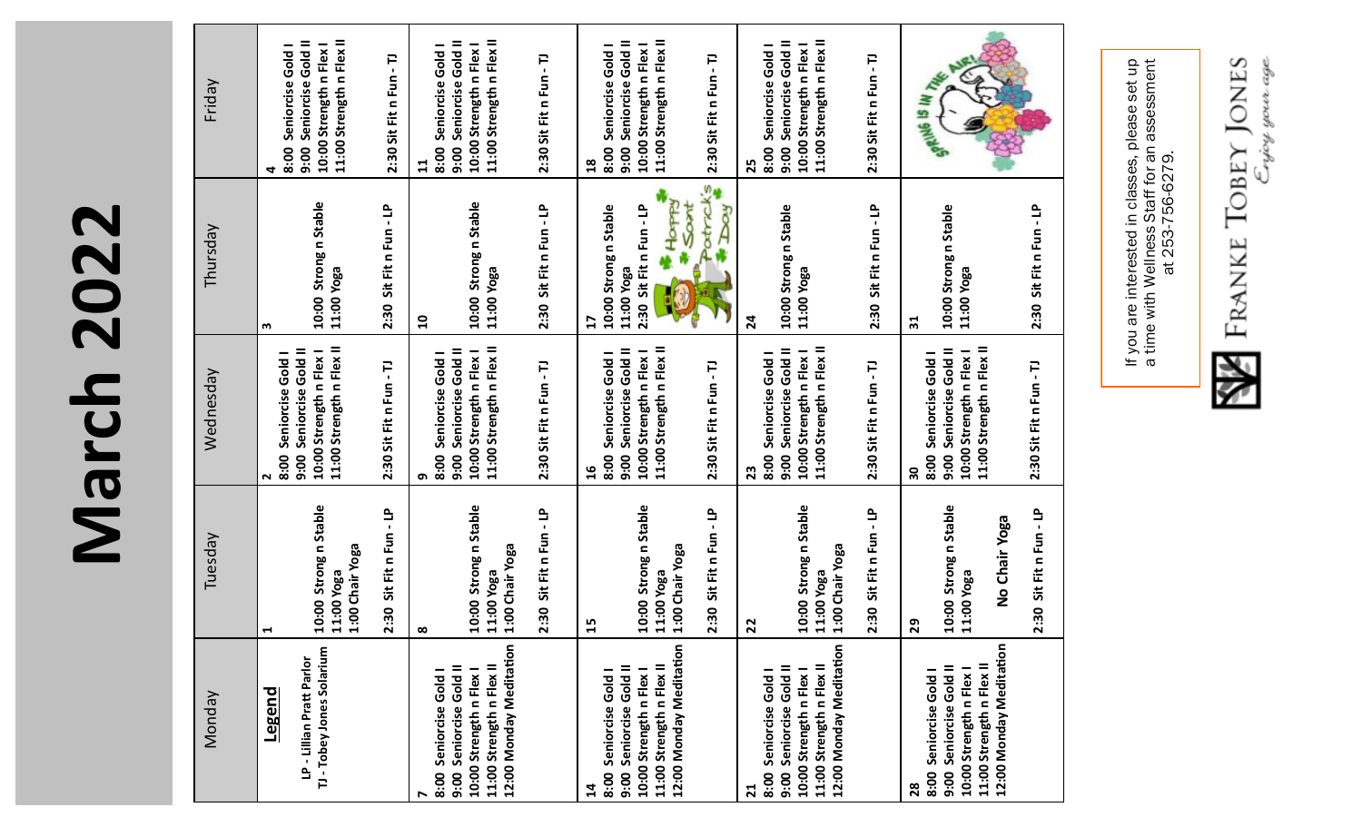# March 2022

| Monday | Tuesday | Wednesday | Thursday | Friday |
|---|---|---|---|---|
| **Legend**<br>LP - Lillian Pratt Parlor<br>TJ - Tobey Jones Solarium | 1<br>10:00 Strong n Stable<br>11:00 Yoga<br>1:00 Chair Yoga<br>2:30 Sit Fit n Fun - LP | 2<br>8:00 Seniorcise Gold I<br>9:00 Seniorcise Gold II<br>10:00 Strength n Flex I<br>11:00 Strength n Flex II<br>2:30 Sit Fit n Fun - TJ | 3<br>10:00 Strong n Stable<br>11:00 Yoga<br>2:30 Sit Fit n Fun - LP | 4<br>8:00 Seniorcise Gold I<br>9:00 Seniorcise Gold II<br>10:00 Strength n Flex I<br>11:00 Strength n Flex II<br>2:30 Sit Fit n Fun - TJ |
| 7<br>8:00 Seniorcise Gold I<br>9:00 Seniorcise Gold II<br>10:00 Strength n Flex I<br>11:00 Strength n Flex II<br>12:00 Monday Meditation | 8<br>10:00 Strong n Stable<br>11:00 Yoga<br>1:00 Chair Yoga<br>2:30 Sit Fit n Fun - LP | 9<br>8:00 Seniorcise Gold I<br>9:00 Seniorcise Gold II<br>10:00 Strength n Flex I<br>11:00 Strength n Flex II<br>2:30 Sit Fit n Fun - TJ | 10<br>10:00 Strong n Stable<br>11:00 Yoga<br>2:30 Sit Fit n Fun - LP | 11<br>8:00 Seniorcise Gold I<br>9:00 Seniorcise Gold II<br>10:00 Strength n Flex I<br>11:00 Strength n Flex II<br>2:30 Sit Fit n Fun - TJ |
| 14<br>8:00 Seniorcise Gold I<br>9:00 Seniorcise Gold II<br>10:00 Strength n Flex I<br>11:00 Strength n Flex II<br>12:00 Monday Meditation | 15<br>10:00 Strong n Stable<br>11:00 Yoga<br>1:00 Chair Yoga<br>2:30 Sit Fit n Fun - LP | 16<br>8:00 Seniorcise Gold I<br>9:00 Seniorcise Gold II<br>10:00 Strength n Flex I<br>11:00 Strength n Flex II<br>2:30 Sit Fit n Fun - TJ | 17<br>10:00 Strong n Stable<br>11:00 Yoga<br>2:30 Sit Fit n Fun - LP<br>Happy Saint Patrick's Day | 18<br>8:00 Seniorcise Gold I<br>9:00 Seniorcise Gold II<br>10:00 Strength n Flex I<br>11:00 Strength n Flex II<br>2:30 Sit Fit n Fun - TJ |
| 21<br>8:00 Seniorcise Gold I<br>9:00 Seniorcise Gold II<br>10:00 Strength n Flex I<br>11:00 Strength n Flex II<br>12:00 Monday Meditation | 22<br>10:00 Strong n Stable<br>11:00 Yoga<br>1:00 Chair Yoga<br>2:30 Sit Fit n Fun - LP | 23<br>8:00 Seniorcise Gold I<br>9:00 Seniorcise Gold II<br>10:00 Strength n Flex I<br>11:00 Strength n Flex II<br>2:30 Sit Fit n Fun - TJ | 24<br>10:00 Strong n Stable<br>11:00 Yoga<br>2:30 Sit Fit n Fun - LP | 25<br>8:00 Seniorcise Gold I<br>9:00 Seniorcise Gold II<br>10:00 Strength n Flex I<br>11:00 Strength n Flex II<br>2:30 Sit Fit n Fun - TJ |
| 28<br>8:00 Seniorcise Gold I<br>9:00 Seniorcise Gold II<br>10:00 Strength n Flex I<br>11:00 Strength n Flex II<br>12:00 Monday Meditation | 29<br>10:00 Strong n Stable<br>11:00 Yoga<br>No Chair Yoga<br>2:30 Sit Fit n Fun - LP | 30<br>8:00 Seniorcise Gold I<br>9:00 Seniorcise Gold II<br>10:00 Strength n Flex I<br>11:00 Strength n Flex II<br>2:30 Sit Fit n Fun - TJ | 31<br>10:00 Strong n Stable<br>11:00 Yoga<br>2:30 Sit Fit n Fun - LP | Spring is in the air! |

If you are interested in classes, please set up a time with Wellness Staff for an assessment at 253-756-6279.

Franke Tobey Jones
*Enjoy your age*